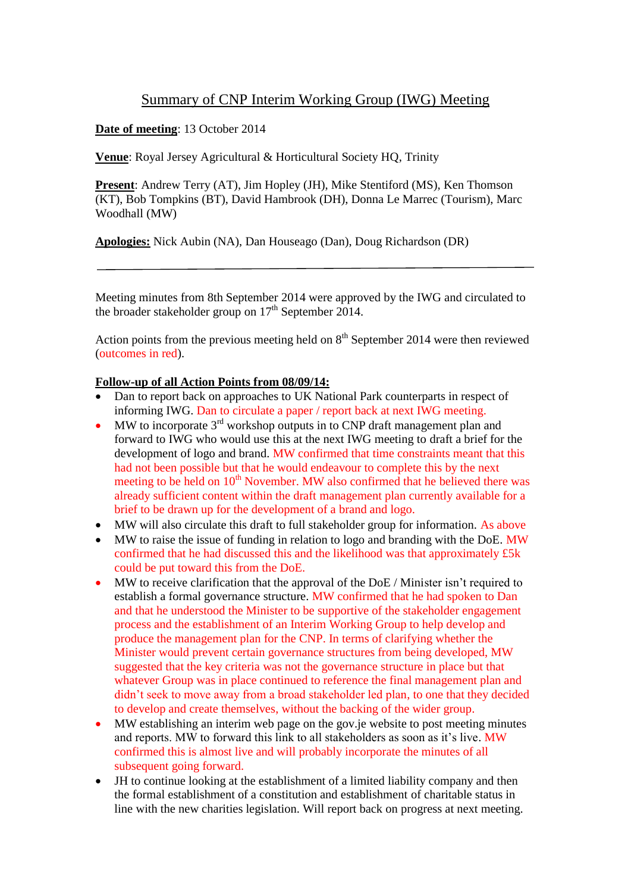# Summary of CNP Interim Working Group (IWG) Meeting

**Date of meeting**: 13 October 2014

**Venue**: Royal Jersey Agricultural & Horticultural Society HQ, Trinity

**Present**: Andrew Terry (AT), Jim Hopley (JH), Mike Stentiford (MS), Ken Thomson (KT), Bob Tompkins (BT), David Hambrook (DH), Donna Le Marrec (Tourism), Marc Woodhall (MW)

**Apologies:** Nick Aubin (NA), Dan Houseago (Dan), Doug Richardson (DR)

---

Meeting minutes from 8th September 2014 were approved by the IWG and circulated to the broader stakeholder group on 17th September 2014.

Action points from the previous meeting held on 8th September 2014 were then reviewed (outcomes in red).

**Follow-up of all Action Points from 08/09/14:**

- Dan to report back on approaches to UK National Park counterparts in respect of informing IWG. Dan to circulate a paper / report back at next IWG meeting.
- MW to incorporate 3rd workshop outputs in to CNP draft management plan and forward to IWG who would use this at the next IWG meeting to draft a brief for the development of logo and brand. MW confirmed that time constraints meant that this had not been possible but that he would endeavour to complete this by the next meeting to be held on 10th November. MW also confirmed that he believed there was already sufficient content within the draft management plan currently available for a brief to be drawn up for the development of a brand and logo.
- MW will also circulate this draft to full stakeholder group for information. As above
- MW to raise the issue of funding in relation to logo and branding with the DoE. MW confirmed that he had discussed this and the likelihood was that approximately £5k could be put toward this from the DoE.
- MW to receive clarification that the approval of the DoE / Minister isn't required to establish a formal governance structure. MW confirmed that he had spoken to Dan and that he understood the Minister to be supportive of the stakeholder engagement process and the establishment of an Interim Working Group to help develop and produce the management plan for the CNP. In terms of clarifying whether the Minister would prevent certain governance structures from being developed, MW suggested that the key criteria was not the governance structure in place but that whatever Group was in place continued to reference the final management plan and didn't seek to move away from a broad stakeholder led plan, to one that they decided to develop and create themselves, without the backing of the wider group.
- MW establishing an interim web page on the gov.je website to post meeting minutes and reports. MW to forward this link to all stakeholders as soon as it's live. MW confirmed this is almost live and will probably incorporate the minutes of all subsequent going forward.
- JH to continue looking at the establishment of a limited liability company and then the formal establishment of a constitution and establishment of charitable status in line with the new charities legislation. Will report back on progress at next meeting.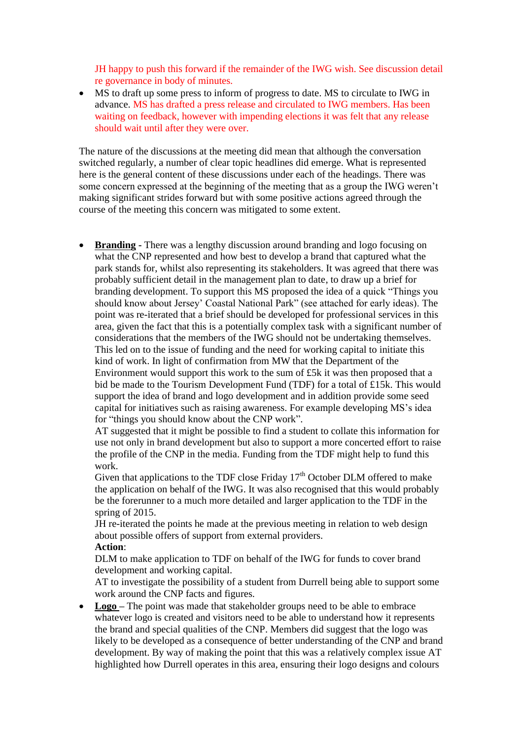JH happy to push this forward if the remainder of the IWG wish. See discussion detail re governance in body of minutes.

- MS to draft up some press to inform of progress to date. MS to circulate to IWG in advance. MS has drafted a press release and circulated to IWG members. Has been waiting on feedback, however with impending elections it was felt that any release should wait until after they were over.

The nature of the discussions at the meeting did mean that although the conversation switched regularly, a number of clear topic headlines did emerge. What is represented here is the general content of these discussions under each of the headings. There was some concern expressed at the beginning of the meeting that as a group the IWG weren't making significant strides forward but with some positive actions agreed through the course of the meeting this concern was mitigated to some extent.

- **Branding** - There was a lengthy discussion around branding and logo focusing on what the CNP represented and how best to develop a brand that captured what the park stands for, whilst also representing its stakeholders. It was agreed that there was probably sufficient detail in the management plan to date, to draw up a brief for branding development. To support this MS proposed the idea of a quick "Things you should know about Jersey' Coastal National Park" (see attached for early ideas). The point was re-iterated that a brief should be developed for professional services in this area, given the fact that this is a potentially complex task with a significant number of considerations that the members of the IWG should not be undertaking themselves. This led on to the issue of funding and the need for working capital to initiate this kind of work. In light of confirmation from MW that the Department of the Environment would support this work to the sum of £5k it was then proposed that a bid be made to the Tourism Development Fund (TDF) for a total of £15k. This would support the idea of brand and logo development and in addition provide some seed capital for initiatives such as raising awareness. For example developing MS's idea for "things you should know about the CNP work".
  AT suggested that it might be possible to find a student to collate this information for use not only in brand development but also to support a more concerted effort to raise the profile of the CNP in the media. Funding from the TDF might help to fund this work.
  Given that applications to the TDF close Friday 17th October DLM offered to make the application on behalf of the IWG. It was also recognised that this would probably be the forerunner to a much more detailed and larger application to the TDF in the spring of 2015.
  JH re-iterated the points he made at the previous meeting in relation to web design about possible offers of support from external providers.
  **Action**:
  DLM to make application to TDF on behalf of the IWG for funds to cover brand development and working capital.
  AT to investigate the possibility of a student from Durrell being able to support some work around the CNP facts and figures.
- **Logo** – The point was made that stakeholder groups need to be able to embrace whatever logo is created and visitors need to be able to understand how it represents the brand and special qualities of the CNP. Members did suggest that the logo was likely to be developed as a consequence of better understanding of the CNP and brand development. By way of making the point that this was a relatively complex issue AT highlighted how Durrell operates in this area, ensuring their logo designs and colours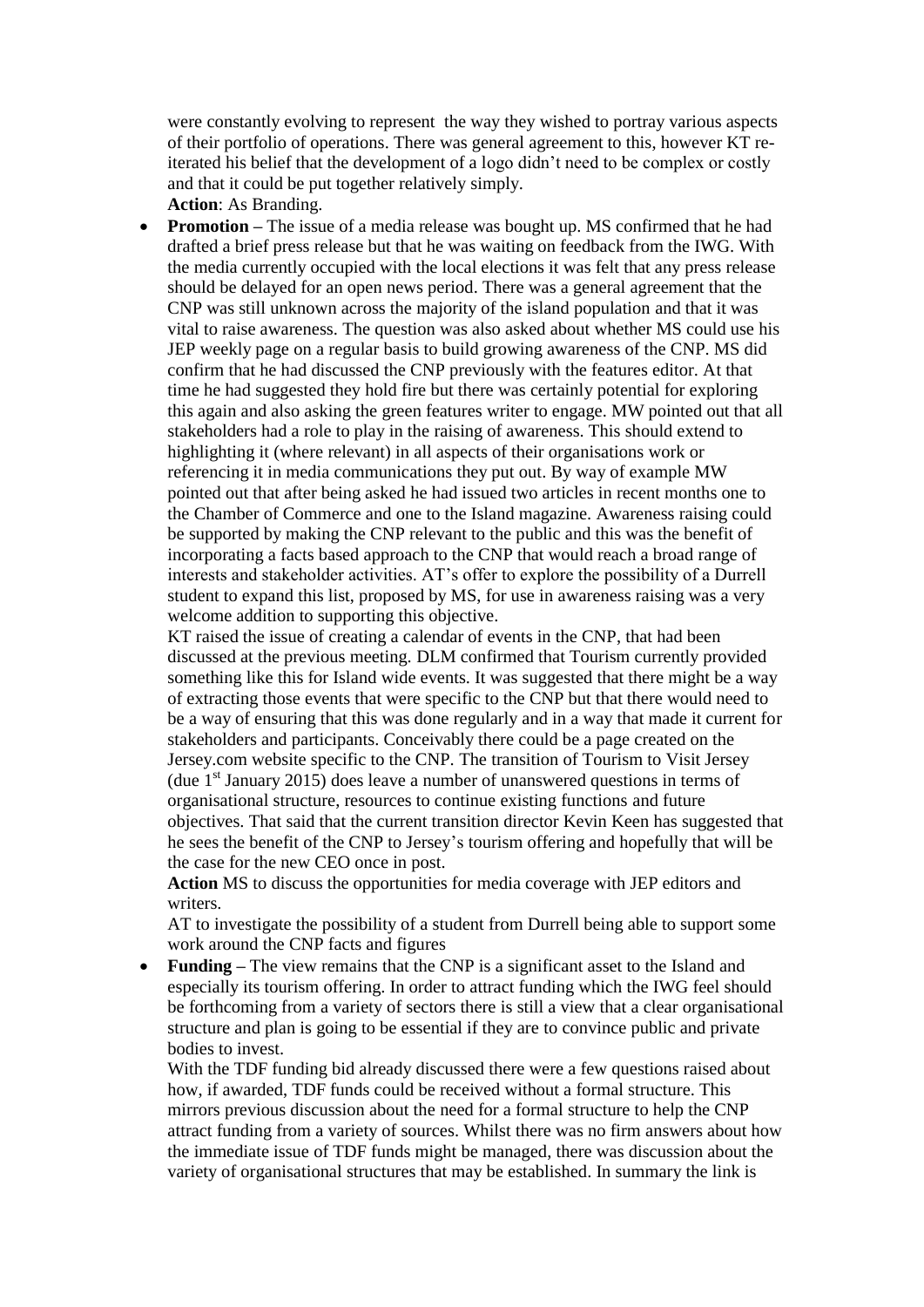were constantly evolving to represent the way they wished to portray various aspects of their portfolio of operations. There was general agreement to this, however KT re-iterated his belief that the development of a logo didn't need to be complex or costly and that it could be put together relatively simply.
**Action**: As Branding.

- **Promotion –** The issue of a media release was bought up. MS confirmed that he had drafted a brief press release but that he was waiting on feedback from the IWG. With the media currently occupied with the local elections it was felt that any press release should be delayed for an open news period. There was a general agreement that the CNP was still unknown across the majority of the island population and that it was vital to raise awareness. The question was also asked about whether MS could use his JEP weekly page on a regular basis to build growing awareness of the CNP. MS did confirm that he had discussed the CNP previously with the features editor. At that time he had suggested they hold fire but there was certainly potential for exploring this again and also asking the green features writer to engage. MW pointed out that all stakeholders had a role to play in the raising of awareness. This should extend to highlighting it (where relevant) in all aspects of their organisations work or referencing it in media communications they put out. By way of example MW pointed out that after being asked he had issued two articles in recent months one to the Chamber of Commerce and one to the Island magazine. Awareness raising could be supported by making the CNP relevant to the public and this was the benefit of incorporating a facts based approach to the CNP that would reach a broad range of interests and stakeholder activities. AT's offer to explore the possibility of a Durrell student to expand this list, proposed by MS, for use in awareness raising was a very welcome addition to supporting this objective.

  KT raised the issue of creating a calendar of events in the CNP, that had been discussed at the previous meeting. DLM confirmed that Tourism currently provided something like this for Island wide events. It was suggested that there might be a way of extracting those events that were specific to the CNP but that there would need to be a way of ensuring that this was done regularly and in a way that made it current for stakeholders and participants. Conceivably there could be a page created on the Jersey.com website specific to the CNP. The transition of Tourism to Visit Jersey (due 1st January 2015) does leave a number of unanswered questions in terms of organisational structure, resources to continue existing functions and future objectives. That said that the current transition director Kevin Keen has suggested that he sees the benefit of the CNP to Jersey's tourism offering and hopefully that will be the case for the new CEO once in post.

  **Action** MS to discuss the opportunities for media coverage with JEP editors and writers.

  AT to investigate the possibility of a student from Durrell being able to support some work around the CNP facts and figures

- **Funding –** The view remains that the CNP is a significant asset to the Island and especially its tourism offering. In order to attract funding which the IWG feel should be forthcoming from a variety of sectors there is still a view that a clear organisational structure and plan is going to be essential if they are to convince public and private bodies to invest.

  With the TDF funding bid already discussed there were a few questions raised about how, if awarded, TDF funds could be received without a formal structure. This mirrors previous discussion about the need for a formal structure to help the CNP attract funding from a variety of sources. Whilst there was no firm answers about how the immediate issue of TDF funds might be managed, there was discussion about the variety of organisational structures that may be established. In summary the link is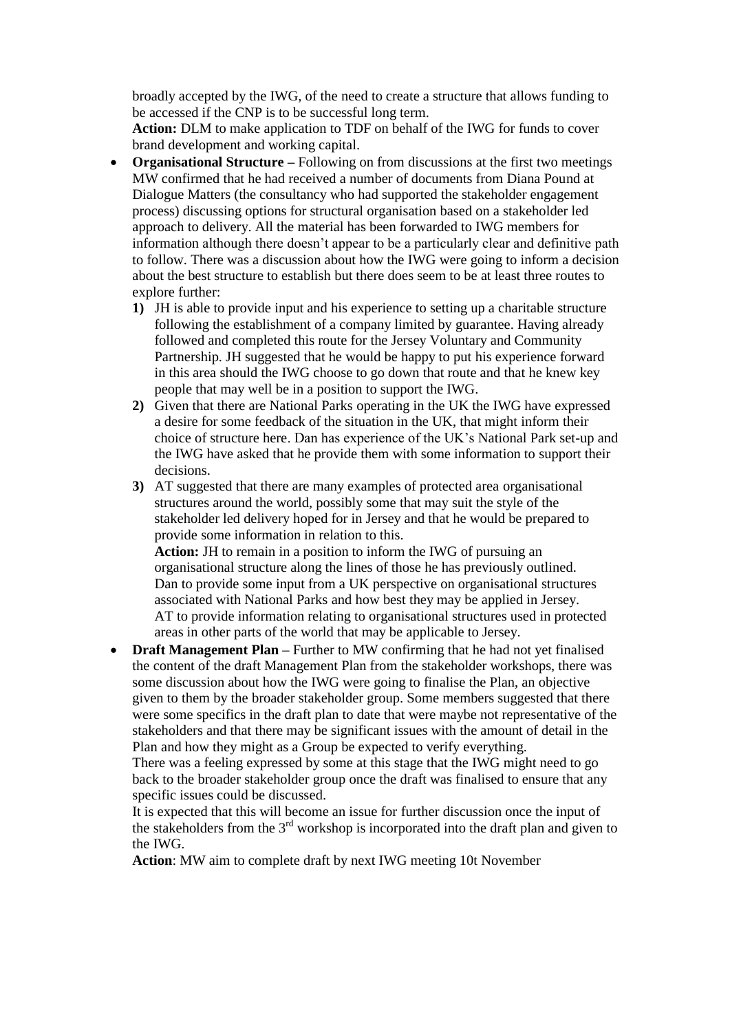broadly accepted by the IWG, of the need to create a structure that allows funding to be accessed if the CNP is to be successful long term.
**Action:** DLM to make application to TDF on behalf of the IWG for funds to cover brand development and working capital.

- **Organisational Structure –** Following on from discussions at the first two meetings MW confirmed that he had received a number of documents from Diana Pound at Dialogue Matters (the consultancy who had supported the stakeholder engagement process) discussing options for structural organisation based on a stakeholder led approach to delivery. All the material has been forwarded to IWG members for information although there doesn't appear to be a particularly clear and definitive path to follow. There was a discussion about how the IWG were going to inform a decision about the best structure to establish but there does seem to be at least three routes to explore further:
  1) JH is able to provide input and his experience to setting up a charitable structure following the establishment of a company limited by guarantee. Having already followed and completed this route for the Jersey Voluntary and Community Partnership. JH suggested that he would be happy to put his experience forward in this area should the IWG choose to go down that route and that he knew key people that may well be in a position to support the IWG.
  2) Given that there are National Parks operating in the UK the IWG have expressed a desire for some feedback of the situation in the UK, that might inform their choice of structure here. Dan has experience of the UK's National Park set-up and the IWG have asked that he provide them with some information to support their decisions.
  3) AT suggested that there are many examples of protected area organisational structures around the world, possibly some that may suit the style of the stakeholder led delivery hoped for in Jersey and that he would be prepared to provide some information in relation to this.
     **Action:** JH to remain in a position to inform the IWG of pursuing an organisational structure along the lines of those he has previously outlined.
     Dan to provide some input from a UK perspective on organisational structures associated with National Parks and how best they may be applied in Jersey.
     AT to provide information relating to organisational structures used in protected areas in other parts of the world that may be applicable to Jersey.
- **Draft Management Plan –** Further to MW confirming that he had not yet finalised the content of the draft Management Plan from the stakeholder workshops, there was some discussion about how the IWG were going to finalise the Plan, an objective given to them by the broader stakeholder group. Some members suggested that there were some specifics in the draft plan to date that were maybe not representative of the stakeholders and that there may be significant issues with the amount of detail in the Plan and how they might as a Group be expected to verify everything.
  There was a feeling expressed by some at this stage that the IWG might need to go back to the broader stakeholder group once the draft was finalised to ensure that any specific issues could be discussed.
  It is expected that this will become an issue for further discussion once the input of the stakeholders from the 3rd workshop is incorporated into the draft plan and given to the IWG.
  **Action**: MW aim to complete draft by next IWG meeting 10t November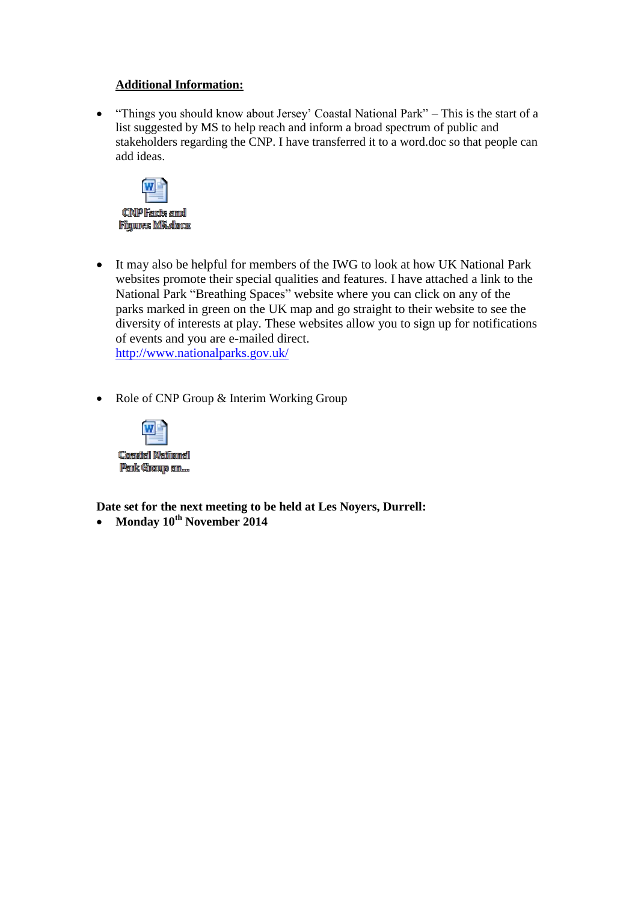**Additional Information:**

- "Things you should know about Jersey' Coastal National Park" – This is the start of a list suggested by MS to help reach and inform a broad spectrum of public and stakeholders regarding the CNP. I have transferred it to a word.doc so that people can add ideas.

  CNP Facts and Figures MS.docx

- It may also be helpful for members of the IWG to look at how UK National Park websites promote their special qualities and features. I have attached a link to the National Park "Breathing Spaces" website where you can click on any of the parks marked in green on the UK map and go straight to their website to see the diversity of interests at play. These websites allow you to sign up for notifications of events and you are e-mailed direct.
  http://www.nationalparks.gov.uk/

- Role of CNP Group & Interim Working Group

  Coastal National Park Group an...

**Date set for the next meeting to be held at Les Noyers, Durrell:**

- **Monday 10th November 2014**